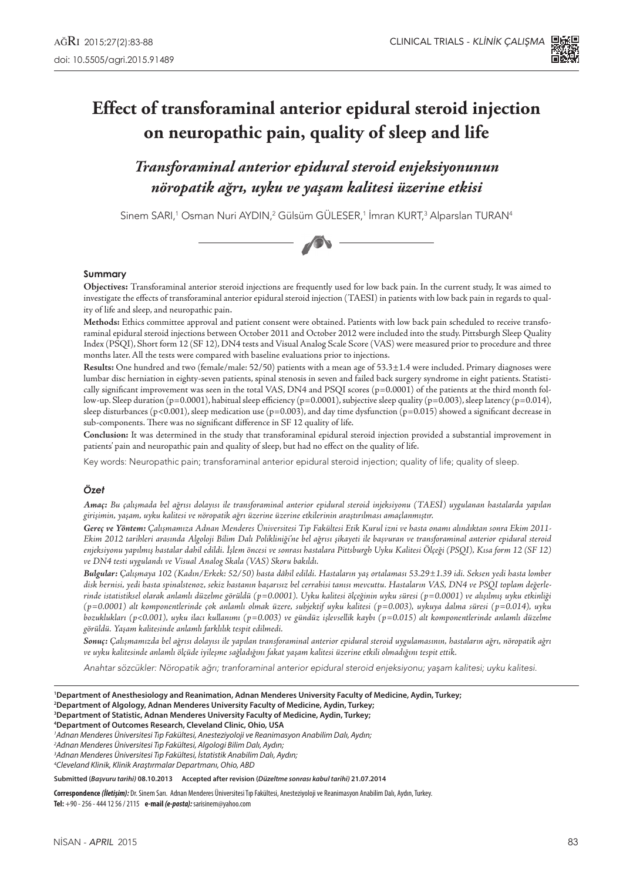CLINICAL TRIALS - *KLİNİK ÇALIŞMA*

# Effect of transforaminal anterior epidural steroid injection on neuropathic pain, quality of sleep and life

## *Transforaminal anterior epidural steroid enjeksiyonunun nöropatik ağrı, uyku ve yaşam kalitesi üzerine etkisi*

Sinem SARI,[1] Osman Nuri AYDIN,[2] Gülsüm GÜLESER,[1] İmran KURT,[3] Alparslan TURAN[4]

### Summary

**Objectives:** Transforaminal anterior steroid injections are frequently used for low back pain. In the current study, It was aimed to investigate the effects of transforaminal anterior epidural steroid injection (TAESI) in patients with low back pain in regards to quality of life and sleep, and neuropathic pain.

**Methods:** Ethics committee approval and patient consent were obtained. Patients with low back pain scheduled to receive transforaminal epidural steroid injections between October 2011 and October 2012 were included into the study. Pittsburgh Sleep Quality Index (PSQI), Short form 12 (SF 12), DN4 tests and Visual Analog Scale Score (VAS) were measured prior to procedure and three months later. All the tests were compared with baseline evaluations prior to injections.

**Results:** One hundred and two (female/male: 52/50) patients with a mean age of 53.3±1.4 were included. Primary diagnoses were lumbar disc herniation in eighty-seven patients, spinal stenosis in seven and failed back surgery syndrome in eight patients. Statistically significant improvement was seen in the total VAS, DN4 and PSQI scores (p=0.0001) of the patients at the third month follow-up. Sleep duration (p=0.0001), habitual sleep efficiency (p=0.0001), subjective sleep quality (p=0.003), sleep latency (p=0.014), sleep disturbances (p<0.001), sleep medication use (p=0.003), and day time dysfunction (p=0.015) showed a significant decrease in sub-components. There was no significant difference in SF 12 quality of life.

**Conclusion:** It was determined in the study that transforaminal epidural steroid injection provided a substantial improvement in patients' pain and neuropathic pain and quality of sleep, but had no effect on the quality of life.

Key words: Neuropathic pain; transforaminal anterior epidural steroid injection; quality of life; quality of sleep.

### Özet

***Amaç:** Bu çalışmada bel ağrısı dolayısı ile transforaminal anterior epidural steroid injeksiyonu (TAESİ) uygulanan hastalarda yapılan girişimin, yaşam, uyku kalitesi ve nöropatik ağrı üzerine etkilerinin araştırılması amaçlanmıştır.*

***Gereç ve Yöntem:** Çalışmamıza Adnan Menderes Üniversitesi Tıp Fakültesi Etik Kurul izni ve hasta onamı alındıktan sonra Ekim 2011-Ekim 2012 tarihleri arasında Algoloji Bilim Dalı Polikliniği'ne bel ağrısı şikayeti ile başvuran ve transforaminal anterior epidural steroid enjeksiyonu yapılmış hastalar dahil edildi. İşlem öncesi ve sonrası hastalara Pittsburgh Uyku Kalitesi Ölçeği (PSQI), Kısa form 12 (SF 12) ve DN4 testi uygulandı ve Visual Analog Skala (VAS) Skoru bakıldı.*

***Bulgular:** Çalışmaya 102 (Kadın/Erkek: 52/50) hasta dâhil edildi. Hastaların yaş ortalaması 53.29±1.39 idi. Seksen yedi hasta lomber disk hernisi, yedi hasta spinalstenoz, sekiz hastanın başarısız bel cerrahisi tanısı mevcuttu. Hastaların VAS, DN4 ve PSQI toplam değerlerinde istatistiksel olarak anlamlı düzelme görüldü (p=0.0001). Uyku kalitesi ölçeğinin uyku süresi (p=0.0001) ve alışılmış uyku etkinliği (p=0.0001) alt komponentlerinde çok anlamlı olmak üzere, subjektif uyku kalitesi (p=0.003), uykuya dalma süresi (p=0.014), uyku bozuklukları (p<0.001), uyku ilacı kullanımı (p=0.003) ve gündüz işlevsellik kaybı (p=0.015) alt komponentlerinde anlamlı düzelme görüldü. Yaşam kalitesinde anlamlı farklılık tespit edilmedi.*

***Sonuç:** Çalışmamızda bel ağrısı dolayısı ile yapılan transforaminal anterior epidural steroid uygulamasının, hastaların ağrı, nöropatik ağrı ve uyku kalitesinde anlamlı ölçüde iyileşme sağladığını fakat yaşam kalitesi üzerine etkili olmadığını tespit ettik.*

*Anahtar sözcükler: Nöropatik ağrı; tranforaminal anterior epidural steroid enjeksiyonu; yaşam kalitesi; uyku kalitesi.*

---

**[1]Department of Anesthesiology and Reanimation, Adnan Menderes University Faculty of Medicine, Aydin, Turkey;**
**[2]Department of Algology, Adnan Menderes University Faculty of Medicine, Aydin, Turkey;**
**[3]Department of Statistic, Adnan Menderes University Faculty of Medicine, Aydin, Turkey;**
**[4]Department of Outcomes Research, Cleveland Clinic, Ohio, USA**

*[1]Adnan Menderes Üniversitesi Tıp Fakültesi, Anesteziyoloji ve Reanimasyon Anabilim Dalı, Aydın;*
*[2]Adnan Menderes Üniversitesi Tıp Fakültesi, Algoloji Bilim Dalı, Aydın;*
*[3]Adnan Menderes Üniversitesi Tıp Fakültesi, İstatistik Anabilim Dalı, Aydın;*
*[4]Cleveland Klinik, Klinik Araştırmalar Departmanı, Ohio, ABD*

**Submitted (*Başvuru tarihi*) 08.10.2013 Accepted after revision (*Düzeltme sonrası kabul tarihi*) 21.07.2014**

**Correspondence (*İletişim*):** Dr. Sinem Sarı. Adnan Menderes Üniversitesi Tıp Fakültesi, Anesteziyoloji ve Reanimasyon Anabilim Dalı, Aydın, Turkey.
**Tel:** +90 - 256 - 444 12 56 / 2115 **e-mail (*e-posta*):** sarisinem@yahoo.com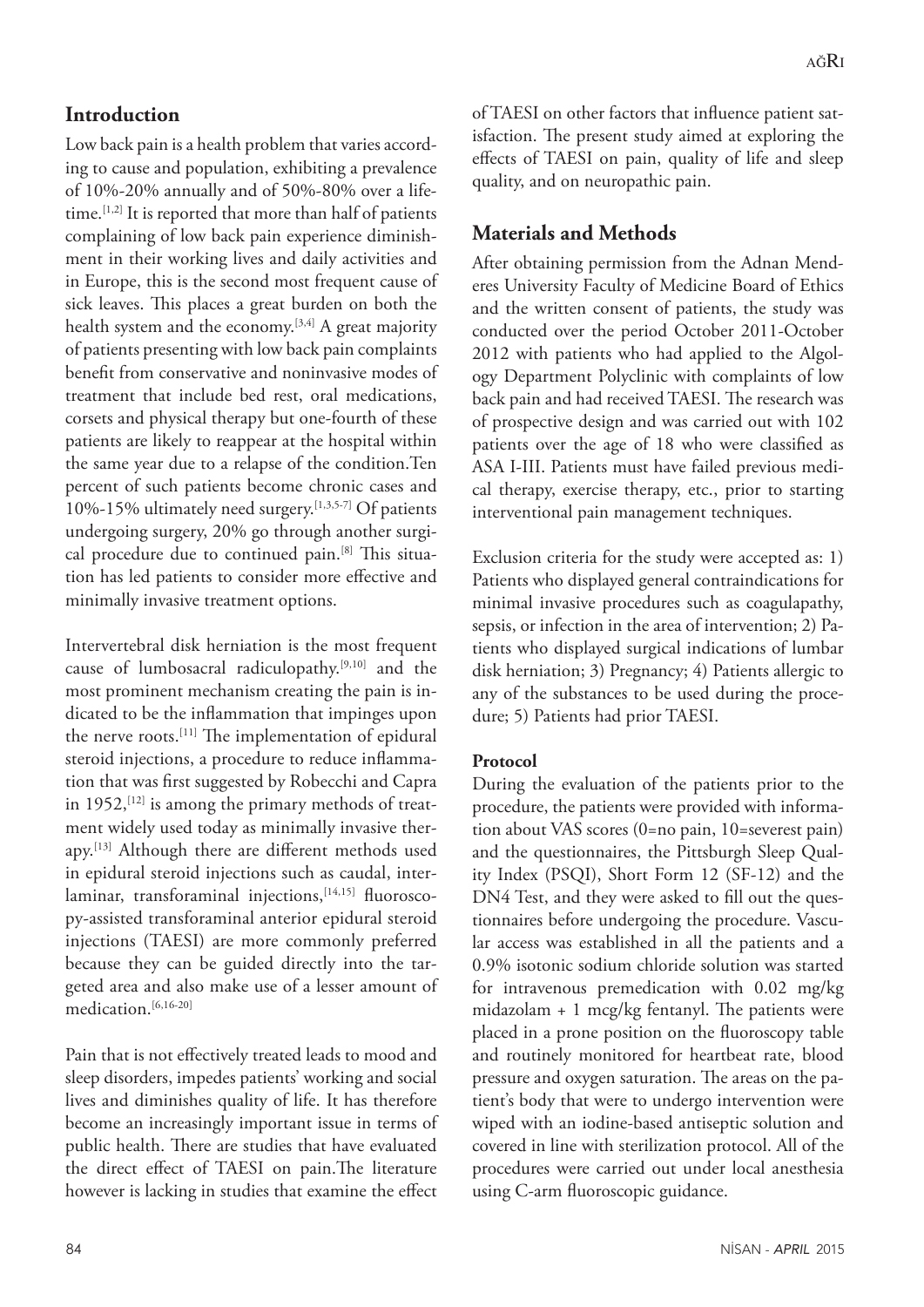## Introduction

Low back pain is a health problem that varies according to cause and population, exhibiting a prevalence of 10%-20% annually and of 50%-80% over a lifetime.[1,2] It is reported that more than half of patients complaining of low back pain experience diminishment in their working lives and daily activities and in Europe, this is the second most frequent cause of sick leaves. This places a great burden on both the health system and the economy.[3,4] A great majority of patients presenting with low back pain complaints benefit from conservative and noninvasive modes of treatment that include bed rest, oral medications, corsets and physical therapy but one-fourth of these patients are likely to reappear at the hospital within the same year due to a relapse of the condition.Ten percent of such patients become chronic cases and 10%-15% ultimately need surgery.[1,3,5-7] Of patients undergoing surgery, 20% go through another surgical procedure due to continued pain.[8] This situation has led patients to consider more effective and minimally invasive treatment options.

Intervertebral disk herniation is the most frequent cause of lumbosacral radiculopathy.[9,10] and the most prominent mechanism creating the pain is indicated to be the inflammation that impinges upon the nerve roots.[11] The implementation of epidural steroid injections, a procedure to reduce inflammation that was first suggested by Robecchi and Capra in 1952,[12] is among the primary methods of treatment widely used today as minimally invasive therapy.[13] Although there are different methods used in epidural steroid injections such as caudal, interlaminar, transforaminal injections,[14,15] fluoroscopy-assisted transforaminal anterior epidural steroid injections (TAESI) are more commonly preferred because they can be guided directly into the targeted area and also make use of a lesser amount of medication.[6,16-20]

Pain that is not effectively treated leads to mood and sleep disorders, impedes patients' working and social lives and diminishes quality of life. It has therefore become an increasingly important issue in terms of public health. There are studies that have evaluated the direct effect of TAESI on pain.The literature however is lacking in studies that examine the effect of TAESI on other factors that influence patient satisfaction. The present study aimed at exploring the effects of TAESI on pain, quality of life and sleep quality, and on neuropathic pain.

## Materials and Methods

After obtaining permission from the Adnan Menderes University Faculty of Medicine Board of Ethics and the written consent of patients, the study was conducted over the period October 2011-October 2012 with patients who had applied to the Algology Department Polyclinic with complaints of low back pain and had received TAESI. The research was of prospective design and was carried out with 102 patients over the age of 18 who were classified as ASA I-III. Patients must have failed previous medical therapy, exercise therapy, etc., prior to starting interventional pain management techniques.

Exclusion criteria for the study were accepted as: 1) Patients who displayed general contraindications for minimal invasive procedures such as coagulapathy, sepsis, or infection in the area of intervention; 2) Patients who displayed surgical indications of lumbar disk herniation; 3) Pregnancy; 4) Patients allergic to any of the substances to be used during the procedure; 5) Patients had prior TAESI.

### Protocol

During the evaluation of the patients prior to the procedure, the patients were provided with information about VAS scores (0=no pain, 10=severest pain) and the questionnaires, the Pittsburgh Sleep Quality Index (PSQI), Short Form 12 (SF-12) and the DN4 Test, and they were asked to fill out the questionnaires before undergoing the procedure. Vascular access was established in all the patients and a 0.9% isotonic sodium chloride solution was started for intravenous premedication with 0.02 mg/kg midazolam + 1 mcg/kg fentanyl. The patients were placed in a prone position on the fluoroscopy table and routinely monitored for heartbeat rate, blood pressure and oxygen saturation. The areas on the patient's body that were to undergo intervention were wiped with an iodine-based antiseptic solution and covered in line with sterilization protocol. All of the procedures were carried out under local anesthesia using C-arm fluoroscopic guidance.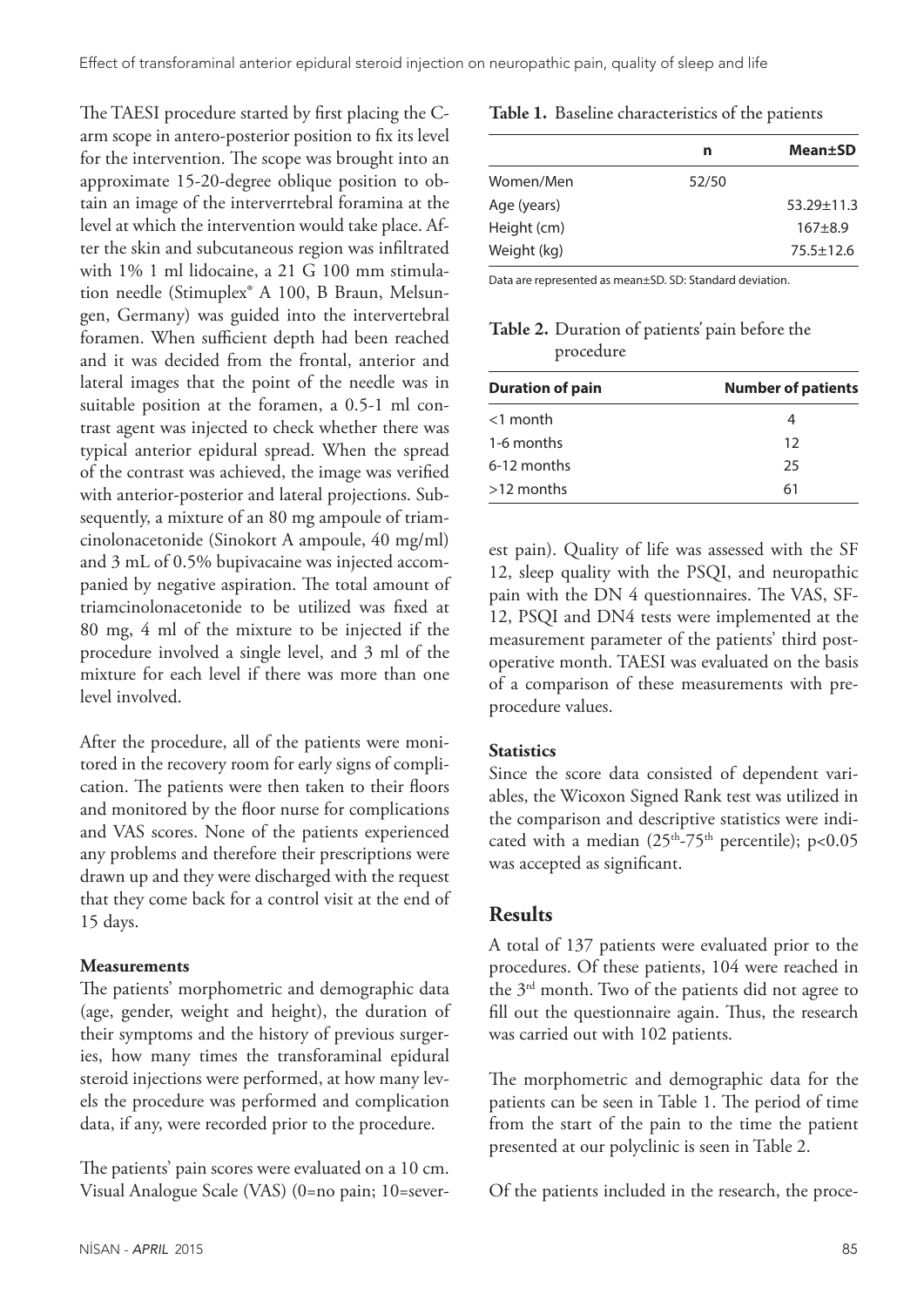The TAESI procedure started by first placing the C-arm scope in antero-posterior position to fix its level for the intervention. The scope was brought into an approximate 15-20-degree oblique position to obtain an image of the interverrtebral foramina at the level at which the intervention would take place. After the skin and subcutaneous region was infiltrated with 1% 1 ml lidocaine, a 21 G 100 mm stimulation needle (Stimuplex® A 100, B Braun, Melsungen, Germany) was guided into the intervertebral foramen. When sufficient depth had been reached and it was decided from the frontal, anterior and lateral images that the point of the needle was in suitable position at the foramen, a 0.5-1 ml contrast agent was injected to check whether there was typical anterior epidural spread. When the spread of the contrast was achieved, the image was verified with anterior-posterior and lateral projections. Subsequently, a mixture of an 80 mg ampoule of triamcinolonacetonide (Sinokort A ampoule, 40 mg/ml) and 3 mL of 0.5% bupivacaine was injected accompanied by negative aspiration. The total amount of triamcinolonacetonide to be utilized was fixed at 80 mg, 4 ml of the mixture to be injected if the procedure involved a single level, and 3 ml of the mixture for each level if there was more than one level involved.

After the procedure, all of the patients were monitored in the recovery room for early signs of complication. The patients were then taken to their floors and monitored by the floor nurse for complications and VAS scores. None of the patients experienced any problems and therefore their prescriptions were drawn up and they were discharged with the request that they come back for a control visit at the end of 15 days.

**Measurements**

The patients' morphometric and demographic data (age, gender, weight and height), the duration of their symptoms and the history of previous surgeries, how many times the transforaminal epidural steroid injections were performed, at how many levels the procedure was performed and complication data, if any, were recorded prior to the procedure.

The patients' pain scores were evaluated on a 10 cm. Visual Analogue Scale (VAS) (0=no pain; 10=severest pain). Quality of life was assessed with the SF 12, sleep quality with the PSQI, and neuropathic pain with the DN 4 questionnaires. The VAS, SF-12, PSQI and DN4 tests were implemented at the measurement parameter of the patients' third postoperative month. TAESI was evaluated on the basis of a comparison of these measurements with preprocedure values.

**Table 1.** Baseline characteristics of the patients

| | n | Mean±SD |
|---|---|---|
| Women/Men | 52/50 | |
| Age (years) | | 53.29±11.3 |
| Height (cm) | | 167±8.9 |
| Weight (kg) | | 75.5±12.6 |

Data are represented as mean±SD. SD: Standard deviation.

**Table 2.** Duration of patients' pain before the procedure

| Duration of pain | Number of patients |
|---|---|
| <1 month | 4 |
| 1-6 months | 12 |
| 6-12 months | 25 |
| >12 months | 61 |

**Statistics**

Since the score data consisted of dependent variables, the Wicoxon Signed Rank test was utilized in the comparison and descriptive statistics were indicated with a median (25th-75th percentile); $p<0.05$ was accepted as significant.

## Results

A total of 137 patients were evaluated prior to the procedures. Of these patients, 104 were reached in the 3rd month. Two of the patients did not agree to fill out the questionnaire again. Thus, the research was carried out with 102 patients.

The morphometric and demographic data for the patients can be seen in Table 1. The period of time from the start of the pain to the time the patient presented at our polyclinic is seen in Table 2.

Of the patients included in the research, the proce-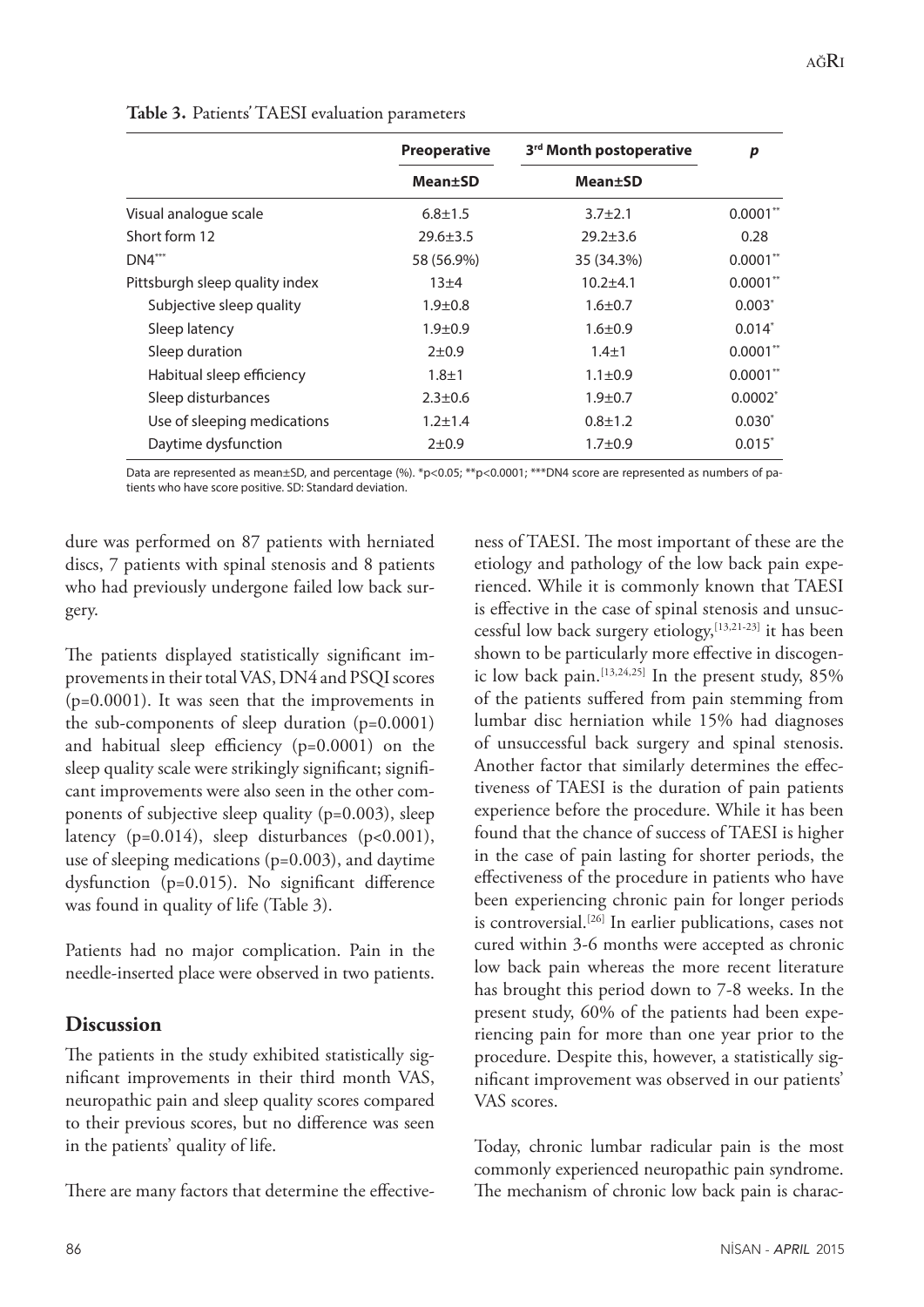**Table 3.** Patients' TAESI evaluation parameters

| | Preoperative | 3rd Month postoperative | p |
|---|---|---|---|
| | Mean±SD | Mean±SD | |
| Visual analogue scale | 6.8±1.5 | 3.7±2.1 | 0.0001** |
| Short form 12 | 29.6±3.5 | 29.2±3.6 | 0.28 |
| DN4*** | 58 (56.9%) | 35 (34.3%) | 0.0001** |
| Pittsburgh sleep quality index | 13±4 | 10.2±4.1 | 0.0001** |
| Subjective sleep quality | 1.9±0.8 | 1.6±0.7 | 0.003* |
| Sleep latency | 1.9±0.9 | 1.6±0.9 | 0.014* |
| Sleep duration | 2±0.9 | 1.4±1 | 0.0001** |
| Habitual sleep efficiency | 1.8±1 | 1.1±0.9 | 0.0001** |
| Sleep disturbances | 2.3±0.6 | 1.9±0.7 | 0.0002* |
| Use of sleeping medications | 1.2±1.4 | 0.8±1.2 | 0.030* |
| Daytime dysfunction | 2±0.9 | 1.7±0.9 | 0.015* |

Data are represented as mean±SD, and percentage (%). *p<0.05; **p<0.0001; ***DN4 score are represented as numbers of patients who have score positive. SD: Standard deviation.

dure was performed on 87 patients with herniated discs, 7 patients with spinal stenosis and 8 patients who had previously undergone failed low back surgery.

The patients displayed statistically significant improvements in their total VAS, DN4 and PSQI scores (p=0.0001). It was seen that the improvements in the sub-components of sleep duration (p=0.0001) and habitual sleep efficiency (p=0.0001) on the sleep quality scale were strikingly significant; significant improvements were also seen in the other components of subjective sleep quality (p=0.003), sleep latency (p=0.014), sleep disturbances (p<0.001), use of sleeping medications (p=0.003), and daytime dysfunction (p=0.015). No significant difference was found in quality of life (Table 3).

Patients had no major complication. Pain in the needle-inserted place were observed in two patients.

## Discussion

The patients in the study exhibited statistically significant improvements in their third month VAS, neuropathic pain and sleep quality scores compared to their previous scores, but no difference was seen in the patients' quality of life.

There are many factors that determine the effectiveness of TAESI. The most important of these are the etiology and pathology of the low back pain experienced. While it is commonly known that TAESI is effective in the case of spinal stenosis and unsuccessful low back surgery etiology,[13,21-23] it has been shown to be particularly more effective in discogenic low back pain.[13,24,25] In the present study, 85% of the patients suffered from pain stemming from lumbar disc herniation while 15% had diagnoses of unsuccessful back surgery and spinal stenosis. Another factor that similarly determines the effectiveness of TAESI is the duration of pain patients experience before the procedure. While it has been found that the chance of success of TAESI is higher in the case of pain lasting for shorter periods, the effectiveness of the procedure in patients who have been experiencing chronic pain for longer periods is controversial.[26] In earlier publications, cases not cured within 3-6 months were accepted as chronic low back pain whereas the more recent literature has brought this period down to 7-8 weeks. In the present study, 60% of the patients had been experiencing pain for more than one year prior to the procedure. Despite this, however, a statistically significant improvement was observed in our patients' VAS scores.

Today, chronic lumbar radicular pain is the most commonly experienced neuropathic pain syndrome. The mechanism of chronic low back pain is charac-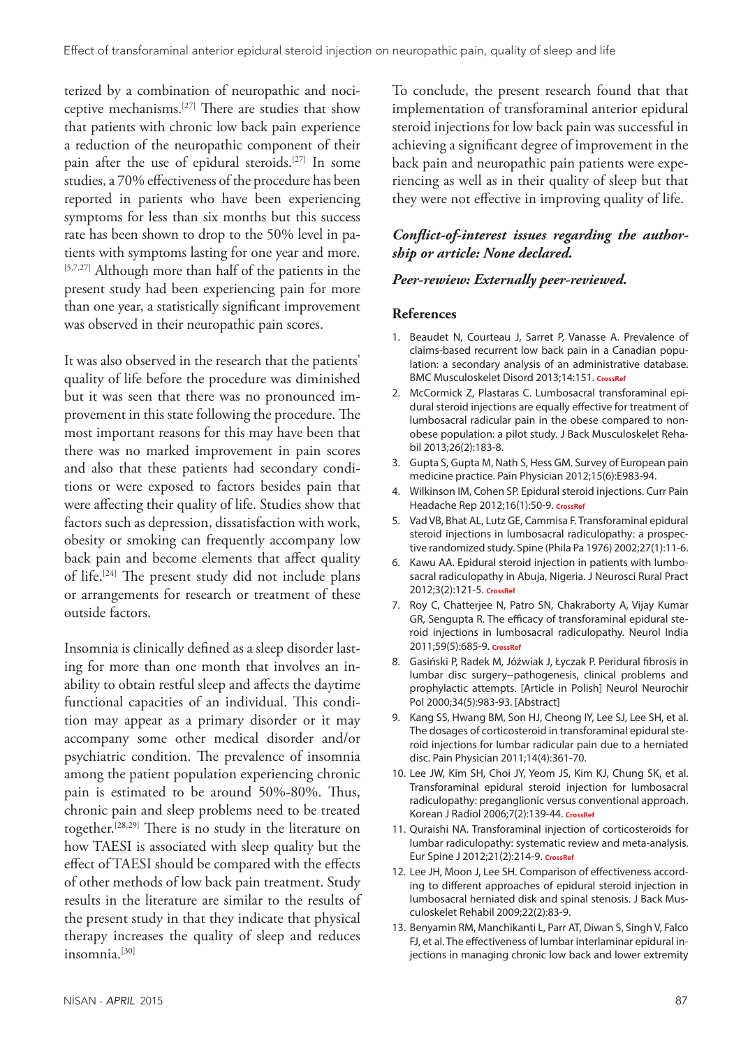terized by a combination of neuropathic and nociceptive mechanisms.[27] There are studies that show that patients with chronic low back pain experience a reduction of the neuropathic component of their pain after the use of epidural steroids.[27] In some studies, a 70% effectiveness of the procedure has been reported in patients who have been experiencing symptoms for less than six months but this success rate has been shown to drop to the 50% level in patients with symptoms lasting for one year and more.[5,7,27] Although more than half of the patients in the present study had been experiencing pain for more than one year, a statistically significant improvement was observed in their neuropathic pain scores.

It was also observed in the research that the patients' quality of life before the procedure was diminished but it was seen that there was no pronounced improvement in this state following the procedure. The most important reasons for this may have been that there was no marked improvement in pain scores and also that these patients had secondary conditions or were exposed to factors besides pain that were affecting their quality of life. Studies show that factors such as depression, dissatisfaction with work, obesity or smoking can frequently accompany low back pain and become elements that affect quality of life.[24] The present study did not include plans or arrangements for research or treatment of these outside factors.

Insomnia is clinically defined as a sleep disorder lasting for more than one month that involves an inability to obtain restful sleep and affects the daytime functional capacities of an individual. This condition may appear as a primary disorder or it may accompany some other medical disorder and/or psychiatric condition. The prevalence of insomnia among the patient population experiencing chronic pain is estimated to be around 50%-80%. Thus, chronic pain and sleep problems need to be treated together.[28,29] There is no study in the literature on how TAESI is associated with sleep quality but the effect of TAESI should be compared with the effects of other methods of low back pain treatment. Study results in the literature are similar to the results of the present study in that they indicate that physical therapy increases the quality of sleep and reduces insomnia.[30]

To conclude, the present research found that that implementation of transforaminal anterior epidural steroid injections for low back pain was successful in achieving a significant degree of improvement in the back pain and neuropathic pain patients were experiencing as well as in their quality of sleep but that they were not effective in improving quality of life.

***Conflict-of-interest issues regarding the authorship or article: None declared.***

***Peer-rewiew: Externally peer-reviewed.***

## References

1. Beaudet N, Courteau J, Sarret P, Vanasse A. Prevalence of claims-based recurrent low back pain in a Canadian population: a secondary analysis of an administrative database. BMC Musculoskelet Disord 2013;14:151. CrossRef
2. McCormick Z, Plastaras C. Lumbosacral transforaminal epidural steroid injections are equally effective for treatment of lumbosacral radicular pain in the obese compared to non-obese population: a pilot study. J Back Musculoskelet Rehabil 2013;26(2):183-8.
3. Gupta S, Gupta M, Nath S, Hess GM. Survey of European pain medicine practice. Pain Physician 2012;15(6):E983-94.
4. Wilkinson IM, Cohen SP. Epidural steroid injections. Curr Pain Headache Rep 2012;16(1):50-9. CrossRef
5. Vad VB, Bhat AL, Lutz GE, Cammisa F. Transforaminal epidural steroid injections in lumbosacral radiculopathy: a prospective randomized study. Spine (Phila Pa 1976) 2002;27(1):11-6.
6. Kawu AA. Epidural steroid injection in patients with lumbosacral radiculopathy in Abuja, Nigeria. J Neurosci Rural Pract 2012;3(2):121-5. CrossRef
7. Roy C, Chatterjee N, Patro SN, Chakraborty A, Vijay Kumar GR, Sengupta R. The efficacy of transforaminal epidural steroid injections in lumbosacral radiculopathy. Neurol India 2011;59(5):685-9. CrossRef
8. Gasiński P, Radek M, Jóźwiak J, Łyczak P. Peridural fibrosis in lumbar disc surgery--pathogenesis, clinical problems and prophylactic attempts. [Article in Polish] Neurol Neurochir Pol 2000;34(5):983-93. [Abstract]
9. Kang SS, Hwang BM, Son HJ, Cheong IY, Lee SJ, Lee SH, et al. The dosages of corticosteroid in transforaminal epidural steroid injections for lumbar radicular pain due to a herniated disc. Pain Physician 2011;14(4):361-70.
10. Lee JW, Kim SH, Choi JY, Yeom JS, Kim KJ, Chung SK, et al. Transforaminal epidural steroid injection for lumbosacral radiculopathy: preganglionic versus conventional approach. Korean J Radiol 2006;7(2):139-44. CrossRef
11. Quraishi NA. Transforaminal injection of corticosteroids for lumbar radiculopathy: systematic review and meta-analysis. Eur Spine J 2012;21(2):214-9. CrossRef
12. Lee JH, Moon J, Lee SH. Comparison of effectiveness according to different approaches of epidural steroid injection in lumbosacral herniated disk and spinal stenosis. J Back Musculoskelet Rehabil 2009;22(2):83-9.
13. Benyamin RM, Manchikanti L, Parr AT, Diwan S, Singh V, Falco FJ, et al. The effectiveness of lumbar interlaminar epidural injections in managing chronic low back and lower extremity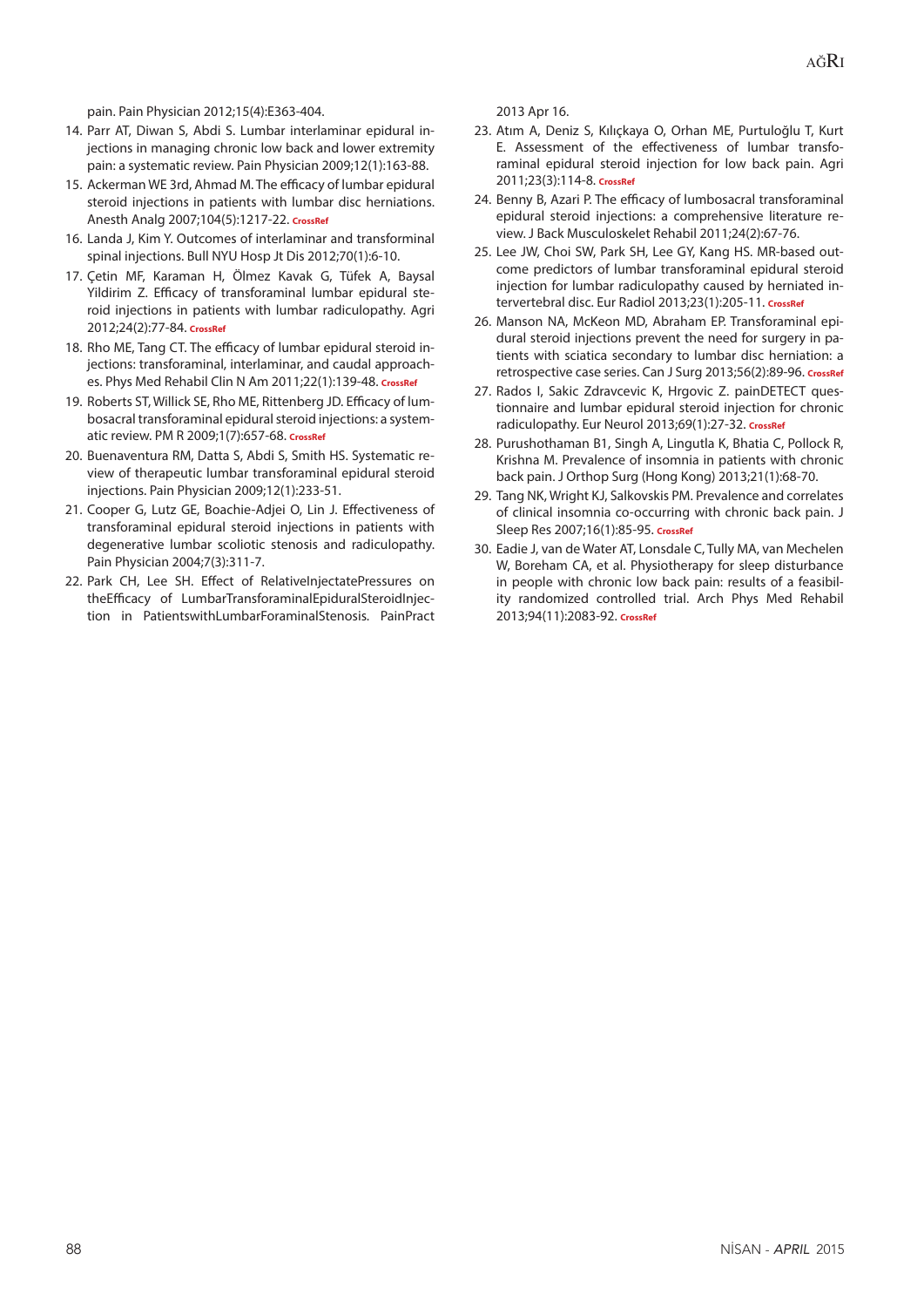pain. Pain Physician 2012;15(4):E363-404.

14. Parr AT, Diwan S, Abdi S. Lumbar interlaminar epidural injections in managing chronic low back and lower extremity pain: a systematic review. Pain Physician 2009;12(1):163-88.
15. Ackerman WE 3rd, Ahmad M. The efficacy of lumbar epidural steroid injections in patients with lumbar disc herniations. Anesth Analg 2007;104(5):1217-22. CrossRef
16. Landa J, Kim Y. Outcomes of interlaminar and transforminal spinal injections. Bull NYU Hosp Jt Dis 2012;70(1):6-10.
17. Çetin MF, Karaman H, Ölmez Kavak G, Tüfek A, Baysal Yildirim Z. Efficacy of transforaminal lumbar epidural steroid injections in patients with lumbar radiculopathy. Agri 2012;24(2):77-84. CrossRef
18. Rho ME, Tang CT. The efficacy of lumbar epidural steroid injections: transforaminal, interlaminar, and caudal approaches. Phys Med Rehabil Clin N Am 2011;22(1):139-48. CrossRef
19. Roberts ST, Willick SE, Rho ME, Rittenberg JD. Efficacy of lumbosacral transforaminal epidural steroid injections: a systematic review. PM R 2009;1(7):657-68. CrossRef
20. Buenaventura RM, Datta S, Abdi S, Smith HS. Systematic review of therapeutic lumbar transforaminal epidural steroid injections. Pain Physician 2009;12(1):233-51.
21. Cooper G, Lutz GE, Boachie-Adjei O, Lin J. Effectiveness of transforaminal epidural steroid injections in patients with degenerative lumbar scoliotic stenosis and radiculopathy. Pain Physician 2004;7(3):311-7.
22. Park CH, Lee SH. Effect of RelativeInjectatePressures on theEfficacy of LumbarTransforaminalEpiduralSteroidInjection in PatientswithLumbarForaminalStenosis. PainPract 2013 Apr 16.
23. Atım A, Deniz S, Kılıçkaya O, Orhan ME, Purtuloğlu T, Kurt E. Assessment of the effectiveness of lumbar transforaminal epidural steroid injection for low back pain. Agri 2011;23(3):114-8. CrossRef
24. Benny B, Azari P. The efficacy of lumbosacral transforaminal epidural steroid injections: a comprehensive literature review. J Back Musculoskelet Rehabil 2011;24(2):67-76.
25. Lee JW, Choi SW, Park SH, Lee GY, Kang HS. MR-based outcome predictors of lumbar transforaminal epidural steroid injection for lumbar radiculopathy caused by herniated intervertebral disc. Eur Radiol 2013;23(1):205-11. CrossRef
26. Manson NA, McKeon MD, Abraham EP. Transforaminal epidural steroid injections prevent the need for surgery in patients with sciatica secondary to lumbar disc herniation: a retrospective case series. Can J Surg 2013;56(2):89-96. CrossRef
27. Rados I, Sakic Zdravcevic K, Hrgovic Z. painDETECT questionnaire and lumbar epidural steroid injection for chronic radiculopathy. Eur Neurol 2013;69(1):27-32. CrossRef
28. Purushothaman B1, Singh A, Lingutla K, Bhatia C, Pollock R, Krishna M. Prevalence of insomnia in patients with chronic back pain. J Orthop Surg (Hong Kong) 2013;21(1):68-70.
29. Tang NK, Wright KJ, Salkovskis PM. Prevalence and correlates of clinical insomnia co-occurring with chronic back pain. J Sleep Res 2007;16(1):85-95. CrossRef
30. Eadie J, van de Water AT, Lonsdale C, Tully MA, van Mechelen W, Boreham CA, et al. Physiotherapy for sleep disturbance in people with chronic low back pain: results of a feasibility randomized controlled trial. Arch Phys Med Rehabil 2013;94(11):2083-92. CrossRef